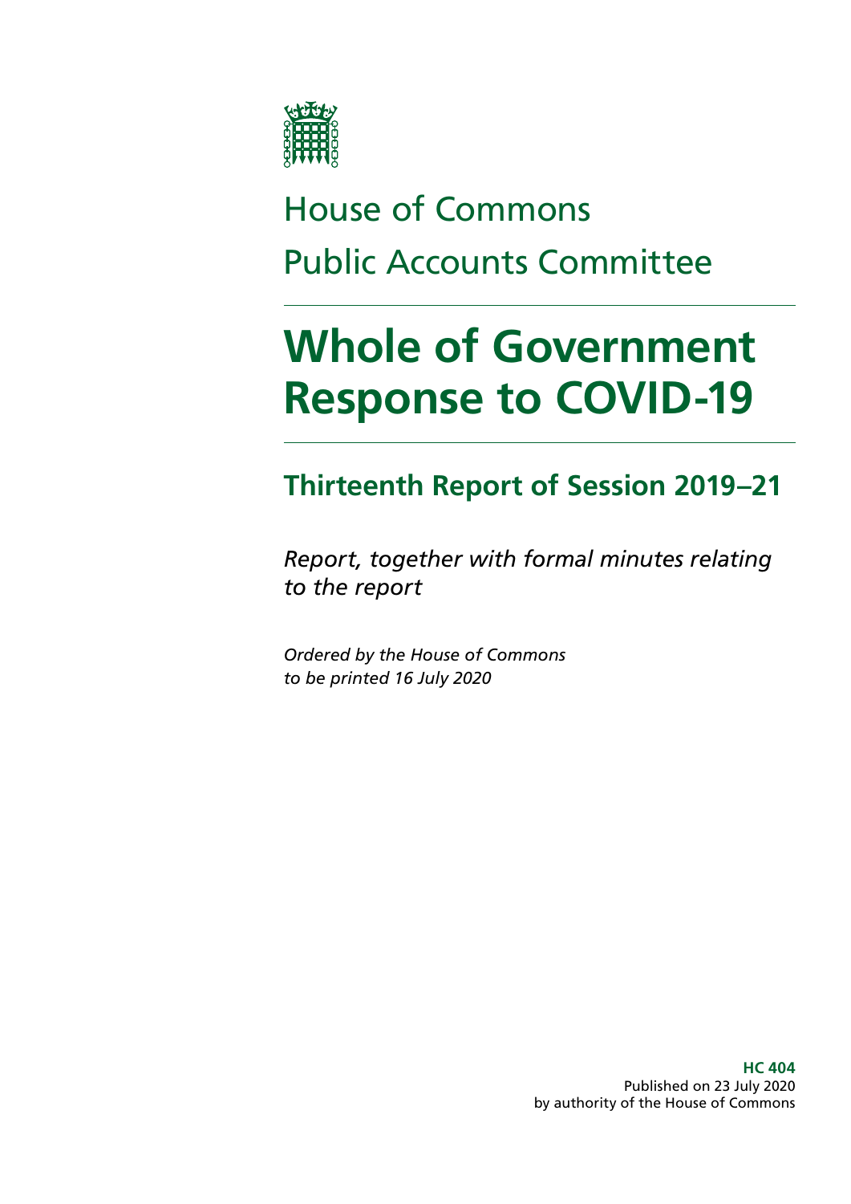House of Commons

Public Accounts Committee

# Whole of Government Response to COVID-19

## Thirteenth Report of Session 2019–21

*Report, together with formal minutes relating to the report*

*Ordered by the House of Commons to be printed 16 July 2020*

**HC 404**
Published on 23 July 2020
by authority of the House of Commons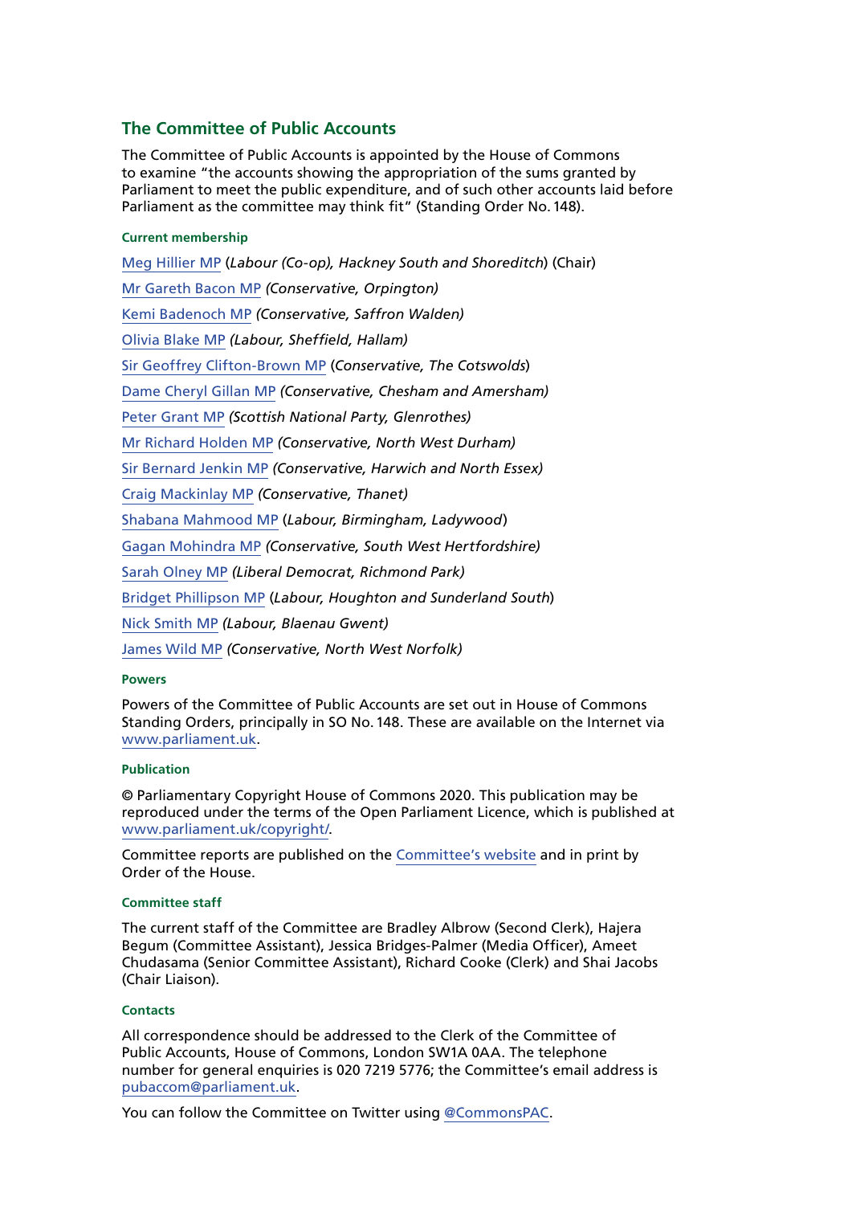## The Committee of Public Accounts

The Committee of Public Accounts is appointed by the House of Commons to examine "the accounts showing the appropriation of the sums granted by Parliament to meet the public expenditure, and of such other accounts laid before Parliament as the committee may think fit" (Standing Order No. 148).

### Current membership

Meg Hillier MP (*Labour (Co-op), Hackney South and Shoreditch*) (Chair)

Mr Gareth Bacon MP *(Conservative, Orpington)*

Kemi Badenoch MP *(Conservative, Saffron Walden)*

Olivia Blake MP *(Labour, Sheffield, Hallam)*

Sir Geoffrey Clifton-Brown MP (*Conservative, The Cotswolds*)

Dame Cheryl Gillan MP *(Conservative, Chesham and Amersham)*

Peter Grant MP *(Scottish National Party, Glenrothes)*

Mr Richard Holden MP *(Conservative, North West Durham)*

Sir Bernard Jenkin MP *(Conservative, Harwich and North Essex)*

Craig Mackinlay MP *(Conservative, Thanet)*

Shabana Mahmood MP (*Labour, Birmingham, Ladywood*)

Gagan Mohindra MP *(Conservative, South West Hertfordshire)*

Sarah Olney MP *(Liberal Democrat, Richmond Park)*

Bridget Phillipson MP (*Labour, Houghton and Sunderland South*)

Nick Smith MP *(Labour, Blaenau Gwent)*

James Wild MP *(Conservative, North West Norfolk)*

### Powers

Powers of the Committee of Public Accounts are set out in House of Commons Standing Orders, principally in SO No. 148. These are available on the Internet via www.parliament.uk.

### Publication

© Parliamentary Copyright House of Commons 2020. This publication may be reproduced under the terms of the Open Parliament Licence, which is published at www.parliament.uk/copyright/.

Committee reports are published on the Committee's website and in print by Order of the House.

### Committee staff

The current staff of the Committee are Bradley Albrow (Second Clerk), Hajera Begum (Committee Assistant), Jessica Bridges-Palmer (Media Officer), Ameet Chudasama (Senior Committee Assistant), Richard Cooke (Clerk) and Shai Jacobs (Chair Liaison).

### Contacts

All correspondence should be addressed to the Clerk of the Committee of Public Accounts, House of Commons, London SW1A 0AA. The telephone number for general enquiries is 020 7219 5776; the Committee's email address is pubaccom@parliament.uk.

You can follow the Committee on Twitter using @CommonsPAC.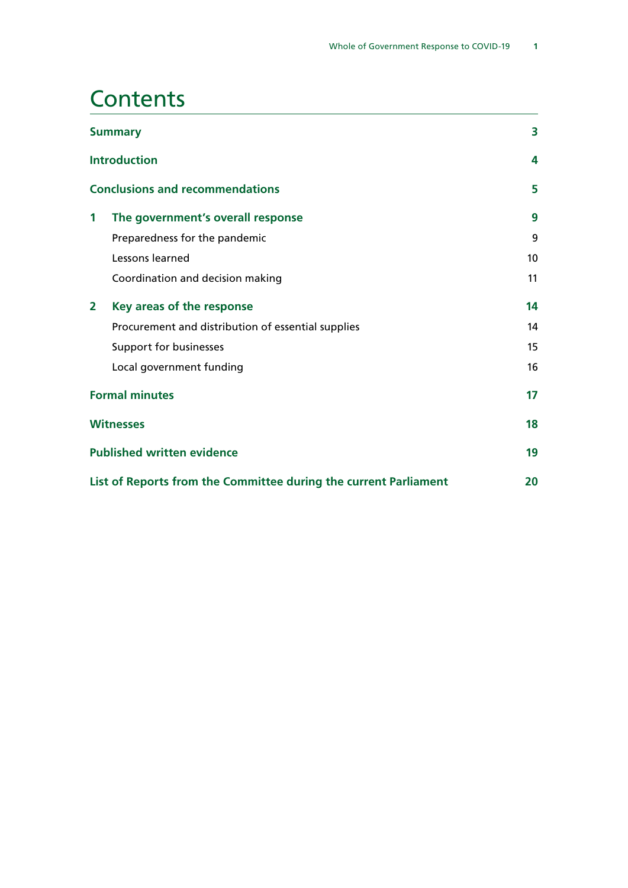# Contents

| | | |
|---|---|---|
| **Summary** | | **3** |
| **Introduction** | | **4** |
| **Conclusions and recommendations** | | **5** |
| **1** | **The government's overall response** | **9** |
| | Preparedness for the pandemic | 9 |
| | Lessons learned | 10 |
| | Coordination and decision making | 11 |
| **2** | **Key areas of the response** | **14** |
| | Procurement and distribution of essential supplies | 14 |
| | Support for businesses | 15 |
| | Local government funding | 16 |
| **Formal minutes** | | **17** |
| **Witnesses** | | **18** |
| **Published written evidence** | | **19** |
| **List of Reports from the Committee during the current Parliament** | | **20** |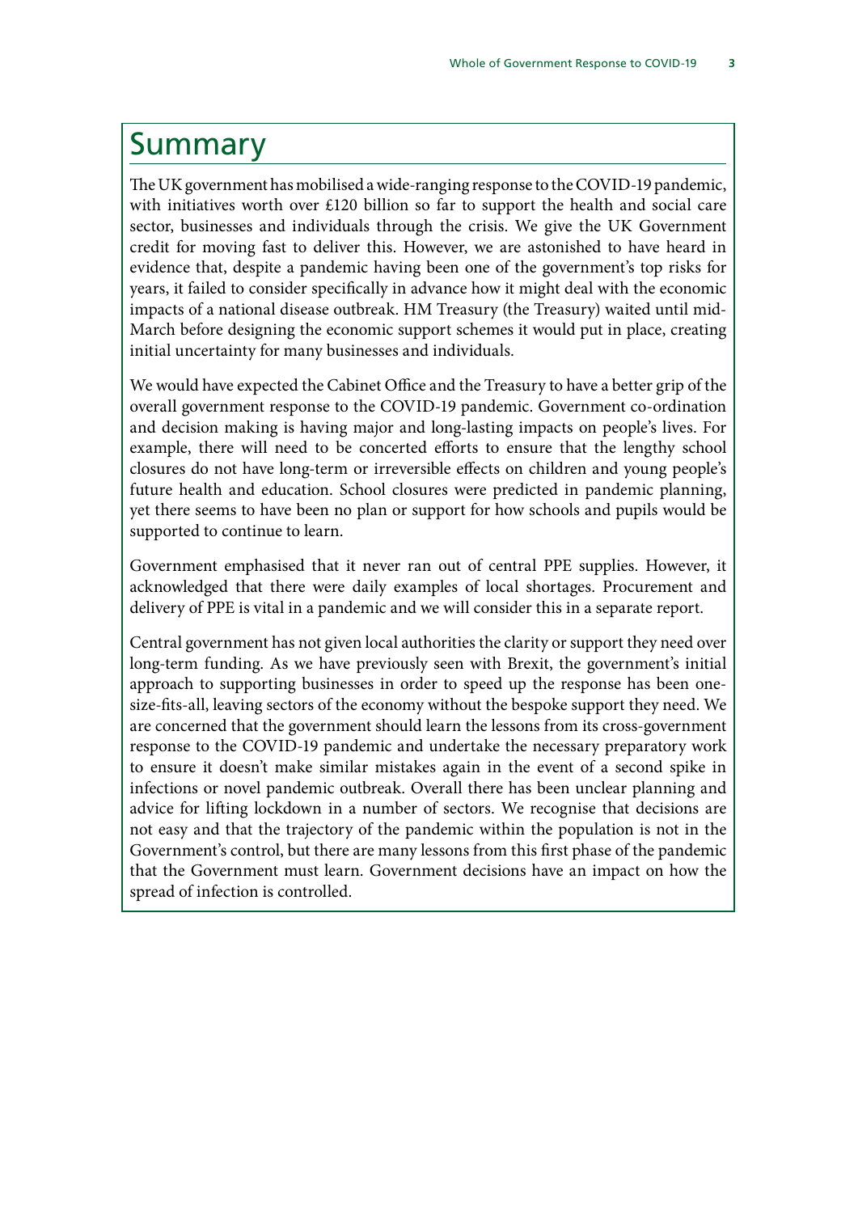# Summary

The UK government has mobilised a wide-ranging response to the COVID-19 pandemic, with initiatives worth over £120 billion so far to support the health and social care sector, businesses and individuals through the crisis. We give the UK Government credit for moving fast to deliver this. However, we are astonished to have heard in evidence that, despite a pandemic having been one of the government's top risks for years, it failed to consider specifically in advance how it might deal with the economic impacts of a national disease outbreak. HM Treasury (the Treasury) waited until mid-March before designing the economic support schemes it would put in place, creating initial uncertainty for many businesses and individuals.

We would have expected the Cabinet Office and the Treasury to have a better grip of the overall government response to the COVID-19 pandemic. Government co-ordination and decision making is having major and long-lasting impacts on people's lives. For example, there will need to be concerted efforts to ensure that the lengthy school closures do not have long-term or irreversible effects on children and young people's future health and education. School closures were predicted in pandemic planning, yet there seems to have been no plan or support for how schools and pupils would be supported to continue to learn.

Government emphasised that it never ran out of central PPE supplies. However, it acknowledged that there were daily examples of local shortages. Procurement and delivery of PPE is vital in a pandemic and we will consider this in a separate report.

Central government has not given local authorities the clarity or support they need over long-term funding. As we have previously seen with Brexit, the government's initial approach to supporting businesses in order to speed up the response has been one-size-fits-all, leaving sectors of the economy without the bespoke support they need. We are concerned that the government should learn the lessons from its cross-government response to the COVID-19 pandemic and undertake the necessary preparatory work to ensure it doesn't make similar mistakes again in the event of a second spike in infections or novel pandemic outbreak. Overall there has been unclear planning and advice for lifting lockdown in a number of sectors. We recognise that decisions are not easy and that the trajectory of the pandemic within the population is not in the Government's control, but there are many lessons from this first phase of the pandemic that the Government must learn. Government decisions have an impact on how the spread of infection is controlled.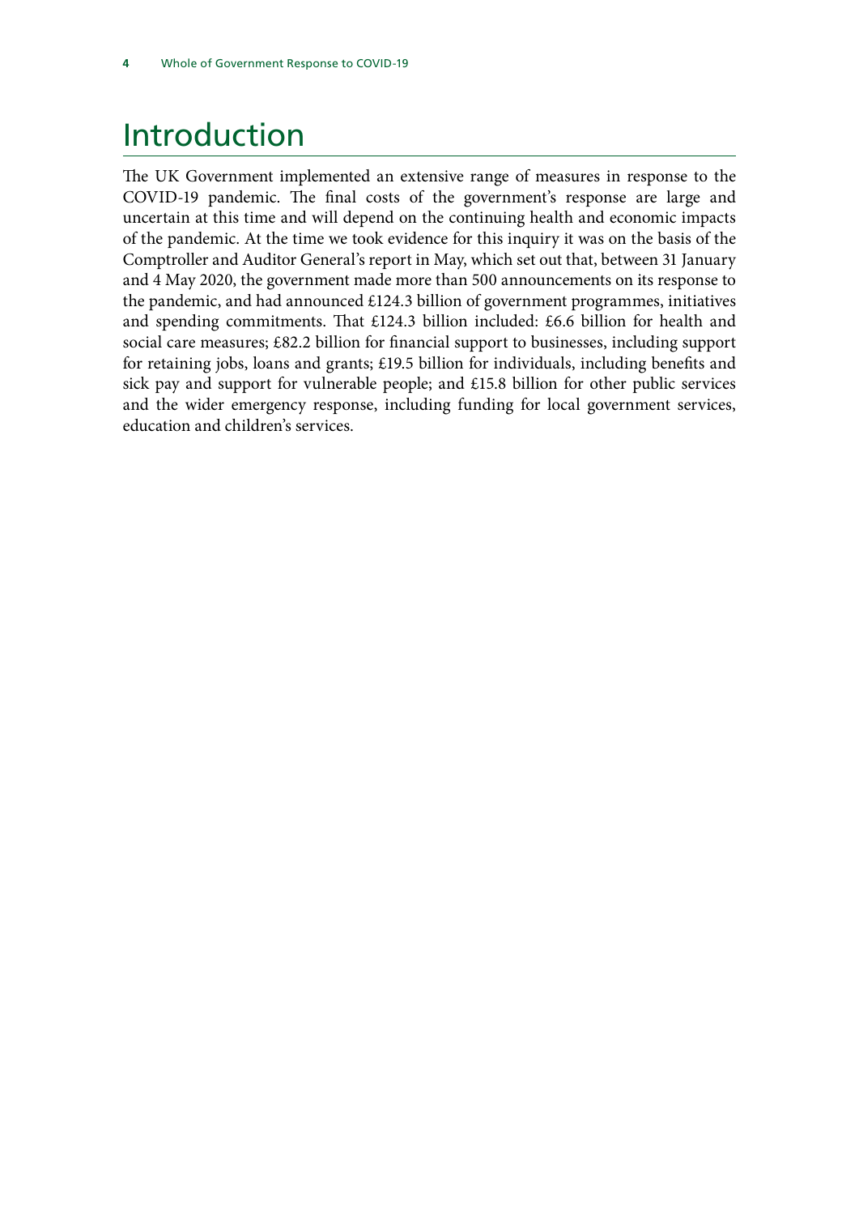# Introduction

The UK Government implemented an extensive range of measures in response to the COVID-19 pandemic. The final costs of the government's response are large and uncertain at this time and will depend on the continuing health and economic impacts of the pandemic. At the time we took evidence for this inquiry it was on the basis of the Comptroller and Auditor General's report in May, which set out that, between 31 January and 4 May 2020, the government made more than 500 announcements on its response to the pandemic, and had announced £124.3 billion of government programmes, initiatives and spending commitments. That £124.3 billion included: £6.6 billion for health and social care measures; £82.2 billion for financial support to businesses, including support for retaining jobs, loans and grants; £19.5 billion for individuals, including benefits and sick pay and support for vulnerable people; and £15.8 billion for other public services and the wider emergency response, including funding for local government services, education and children's services.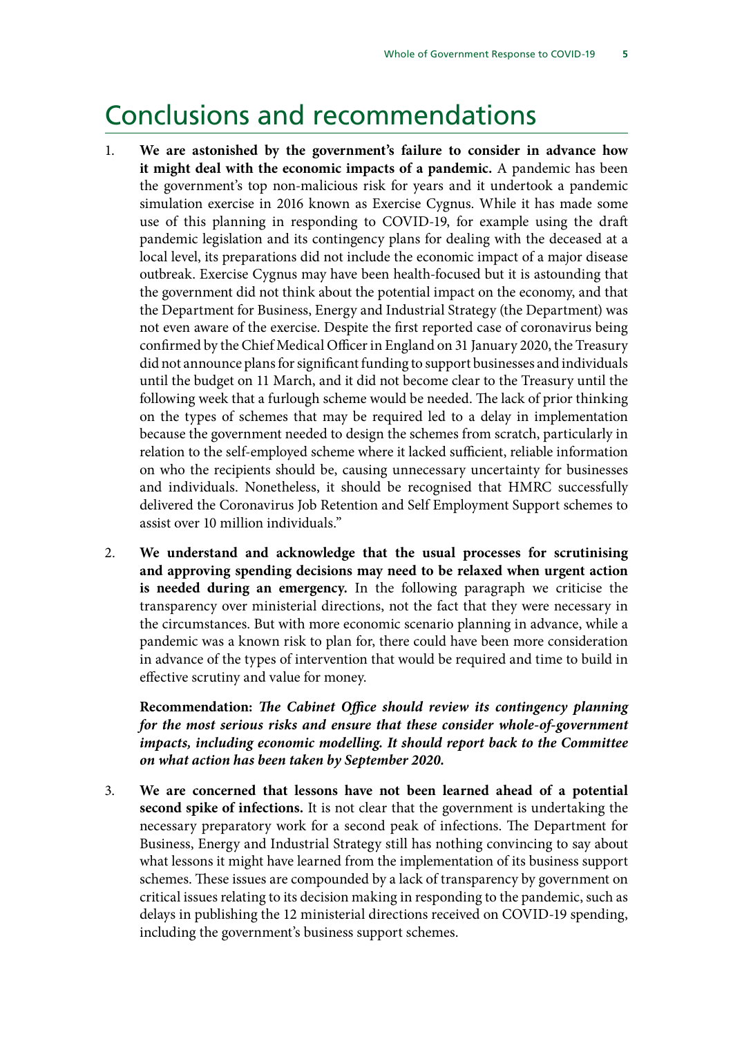# Conclusions and recommendations

1. **We are astonished by the government's failure to consider in advance how it might deal with the economic impacts of a pandemic.** A pandemic has been the government's top non-malicious risk for years and it undertook a pandemic simulation exercise in 2016 known as Exercise Cygnus. While it has made some use of this planning in responding to COVID-19, for example using the draft pandemic legislation and its contingency plans for dealing with the deceased at a local level, its preparations did not include the economic impact of a major disease outbreak. Exercise Cygnus may have been health-focused but it is astounding that the government did not think about the potential impact on the economy, and that the Department for Business, Energy and Industrial Strategy (the Department) was not even aware of the exercise. Despite the first reported case of coronavirus being confirmed by the Chief Medical Officer in England on 31 January 2020, the Treasury did not announce plans for significant funding to support businesses and individuals until the budget on 11 March, and it did not become clear to the Treasury until the following week that a furlough scheme would be needed. The lack of prior thinking on the types of schemes that may be required led to a delay in implementation because the government needed to design the schemes from scratch, particularly in relation to the self-employed scheme where it lacked sufficient, reliable information on who the recipients should be, causing unnecessary uncertainty for businesses and individuals. Nonetheless, it should be recognised that HMRC successfully delivered the Coronavirus Job Retention and Self Employment Support schemes to assist over 10 million individuals."

2. **We understand and acknowledge that the usual processes for scrutinising and approving spending decisions may need to be relaxed when urgent action is needed during an emergency.** In the following paragraph we criticise the transparency over ministerial directions, not the fact that they were necessary in the circumstances. But with more economic scenario planning in advance, while a pandemic was a known risk to plan for, there could have been more consideration in advance of the types of intervention that would be required and time to build in effective scrutiny and value for money.

   **Recommendation:** ***The Cabinet Office should review its contingency planning for the most serious risks and ensure that these consider whole-of-government impacts, including economic modelling. It should report back to the Committee on what action has been taken by September 2020.***

3. **We are concerned that lessons have not been learned ahead of a potential second spike of infections.** It is not clear that the government is undertaking the necessary preparatory work for a second peak of infections. The Department for Business, Energy and Industrial Strategy still has nothing convincing to say about what lessons it might have learned from the implementation of its business support schemes. These issues are compounded by a lack of transparency by government on critical issues relating to its decision making in responding to the pandemic, such as delays in publishing the 12 ministerial directions received on COVID-19 spending, including the government's business support schemes.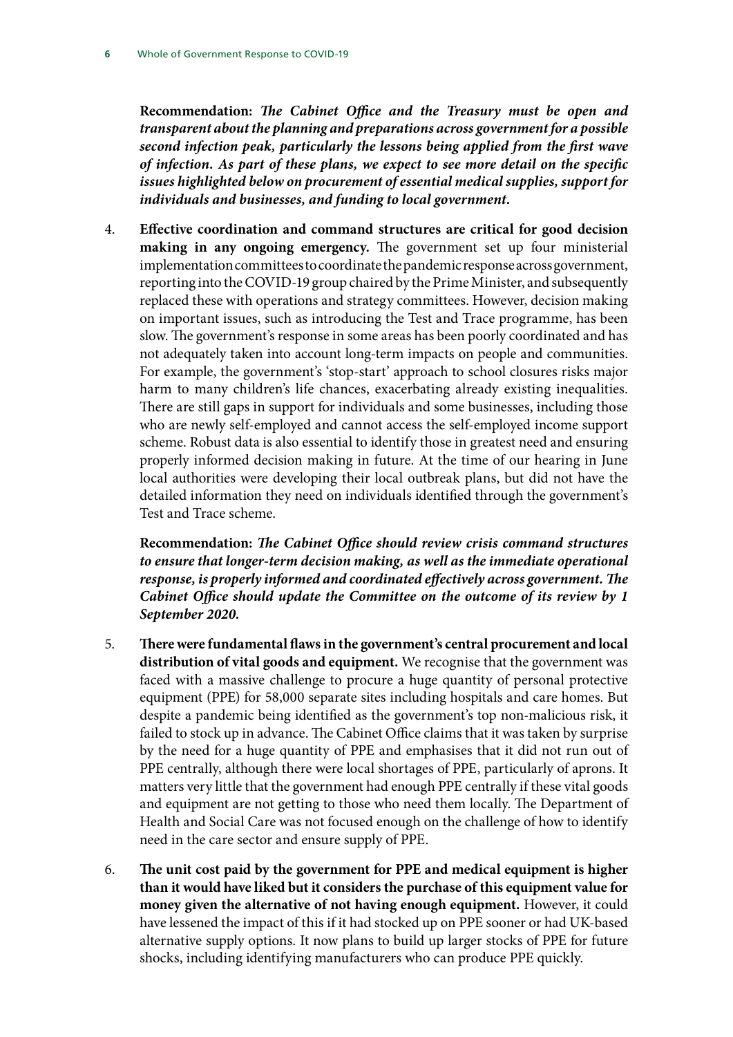**Recommendation:** ***The Cabinet Office and the Treasury must be open and transparent about the planning and preparations across government for a possible second infection peak, particularly the lessons being applied from the first wave of infection. As part of these plans, we expect to see more detail on the specific issues highlighted below on procurement of essential medical supplies, support for individuals and businesses, and funding to local government.***

4. **Effective coordination and command structures are critical for good decision making in any ongoing emergency.** The government set up four ministerial implementation committees to coordinate the pandemic response across government, reporting into the COVID-19 group chaired by the Prime Minister, and subsequently replaced these with operations and strategy committees. However, decision making on important issues, such as introducing the Test and Trace programme, has been slow. The government's response in some areas has been poorly coordinated and has not adequately taken into account long-term impacts on people and communities. For example, the government's 'stop-start' approach to school closures risks major harm to many children's life chances, exacerbating already existing inequalities. There are still gaps in support for individuals and some businesses, including those who are newly self-employed and cannot access the self-employed income support scheme. Robust data is also essential to identify those in greatest need and ensuring properly informed decision making in future. At the time of our hearing in June local authorities were developing their local outbreak plans, but did not have the detailed information they need on individuals identified through the government's Test and Trace scheme.

   **Recommendation:** ***The Cabinet Office should review crisis command structures to ensure that longer-term decision making, as well as the immediate operational response, is properly informed and coordinated effectively across government. The Cabinet Office should update the Committee on the outcome of its review by 1 September 2020.***

5. **There were fundamental flaws in the government's central procurement and local distribution of vital goods and equipment.** We recognise that the government was faced with a massive challenge to procure a huge quantity of personal protective equipment (PPE) for 58,000 separate sites including hospitals and care homes. But despite a pandemic being identified as the government's top non-malicious risk, it failed to stock up in advance. The Cabinet Office claims that it was taken by surprise by the need for a huge quantity of PPE and emphasises that it did not run out of PPE centrally, although there were local shortages of PPE, particularly of aprons. It matters very little that the government had enough PPE centrally if these vital goods and equipment are not getting to those who need them locally. The Department of Health and Social Care was not focused enough on the challenge of how to identify need in the care sector and ensure supply of PPE.

6. **The unit cost paid by the government for PPE and medical equipment is higher than it would have liked but it considers the purchase of this equipment value for money given the alternative of not having enough equipment.** However, it could have lessened the impact of this if it had stocked up on PPE sooner or had UK-based alternative supply options. It now plans to build up larger stocks of PPE for future shocks, including identifying manufacturers who can produce PPE quickly.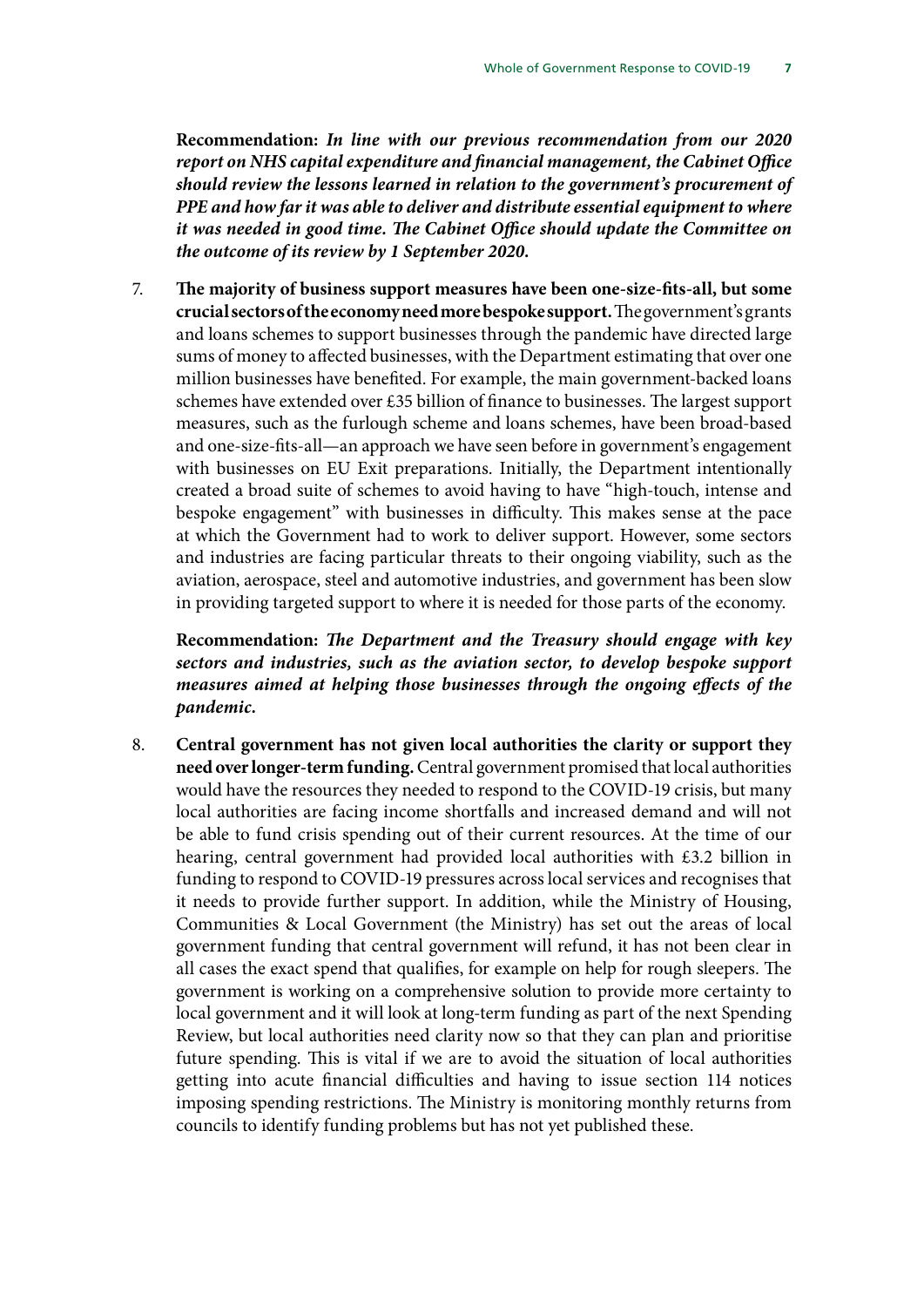**Recommendation:** ***In line with our previous recommendation from our 2020 report on NHS capital expenditure and financial management, the Cabinet Office should review the lessons learned in relation to the government's procurement of PPE and how far it was able to deliver and distribute essential equipment to where it was needed in good time. The Cabinet Office should update the Committee on the outcome of its review by 1 September 2020.***

7. **The majority of business support measures have been one-size-fits-all, but some crucial sectors of the economy need more bespoke support.** The government's grants and loans schemes to support businesses through the pandemic have directed large sums of money to affected businesses, with the Department estimating that over one million businesses have benefited. For example, the main government-backed loans schemes have extended over £35 billion of finance to businesses. The largest support measures, such as the furlough scheme and loans schemes, have been broad-based and one-size-fits-all—an approach we have seen before in government's engagement with businesses on EU Exit preparations. Initially, the Department intentionally created a broad suite of schemes to avoid having to have "high-touch, intense and bespoke engagement" with businesses in difficulty. This makes sense at the pace at which the Government had to work to deliver support. However, some sectors and industries are facing particular threats to their ongoing viability, such as the aviation, aerospace, steel and automotive industries, and government has been slow in providing targeted support to where it is needed for those parts of the economy.

   **Recommendation:** ***The Department and the Treasury should engage with key sectors and industries, such as the aviation sector, to develop bespoke support measures aimed at helping those businesses through the ongoing effects of the pandemic.***

8. **Central government has not given local authorities the clarity or support they need over longer-term funding.** Central government promised that local authorities would have the resources they needed to respond to the COVID-19 crisis, but many local authorities are facing income shortfalls and increased demand and will not be able to fund crisis spending out of their current resources. At the time of our hearing, central government had provided local authorities with £3.2 billion in funding to respond to COVID-19 pressures across local services and recognises that it needs to provide further support. In addition, while the Ministry of Housing, Communities & Local Government (the Ministry) has set out the areas of local government funding that central government will refund, it has not been clear in all cases the exact spend that qualifies, for example on help for rough sleepers. The government is working on a comprehensive solution to provide more certainty to local government and it will look at long-term funding as part of the next Spending Review, but local authorities need clarity now so that they can plan and prioritise future spending. This is vital if we are to avoid the situation of local authorities getting into acute financial difficulties and having to issue section 114 notices imposing spending restrictions. The Ministry is monitoring monthly returns from councils to identify funding problems but has not yet published these.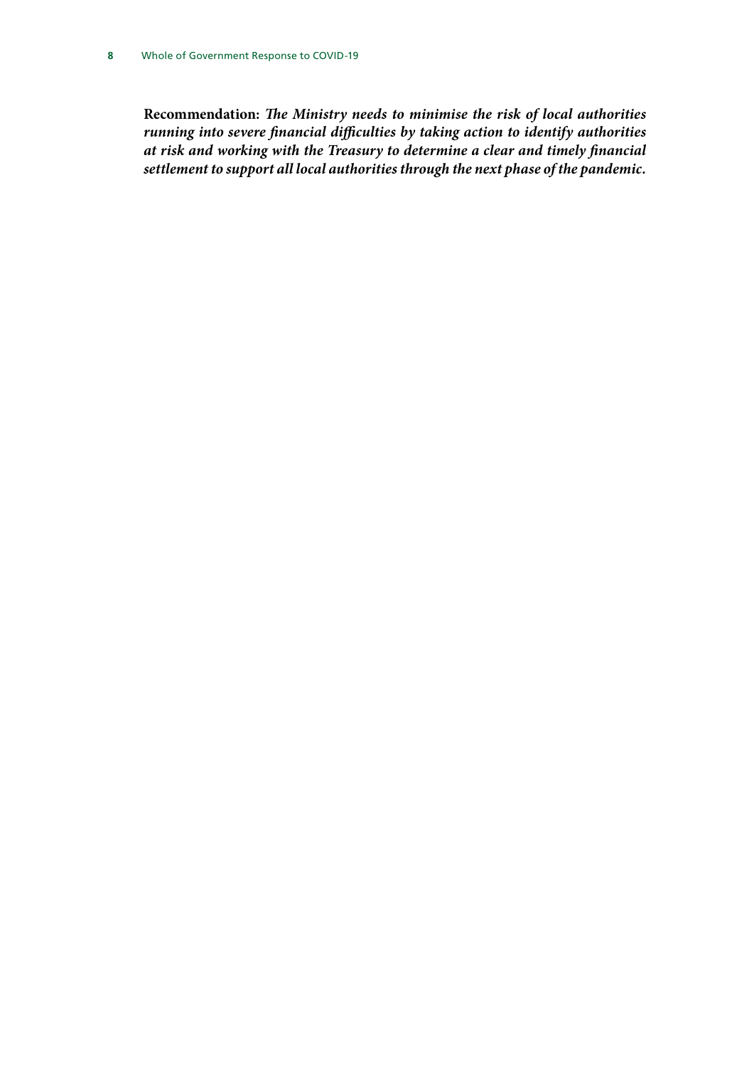**Recommendation:** ***The Ministry needs to minimise the risk of local authorities running into severe financial difficulties by taking action to identify authorities at risk and working with the Treasury to determine a clear and timely financial settlement to support all local authorities through the next phase of the pandemic.***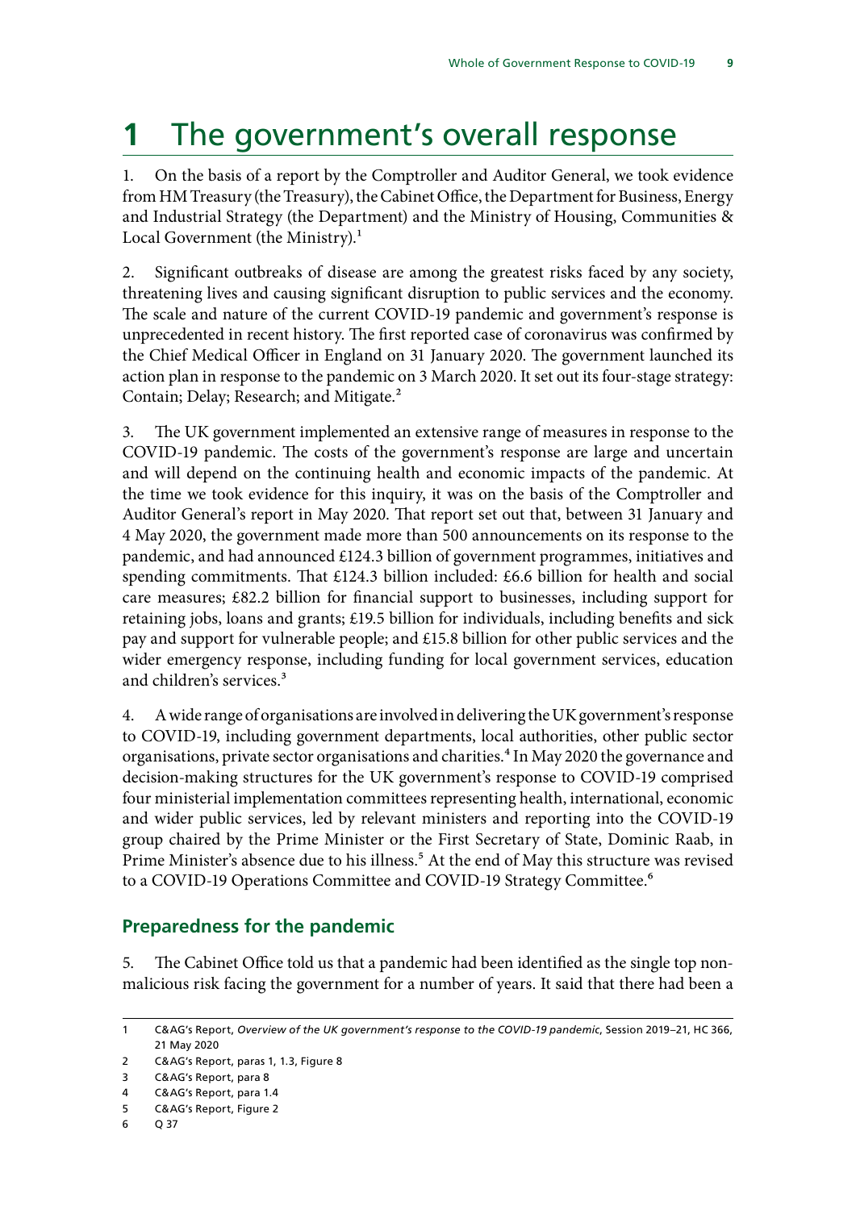# 1 The government's overall response

1. On the basis of a report by the Comptroller and Auditor General, we took evidence from HM Treasury (the Treasury), the Cabinet Office, the Department for Business, Energy and Industrial Strategy (the Department) and the Ministry of Housing, Communities & Local Government (the Ministry).[1]

2. Significant outbreaks of disease are among the greatest risks faced by any society, threatening lives and causing significant disruption to public services and the economy. The scale and nature of the current COVID-19 pandemic and government's response is unprecedented in recent history. The first reported case of coronavirus was confirmed by the Chief Medical Officer in England on 31 January 2020. The government launched its action plan in response to the pandemic on 3 March 2020. It set out its four-stage strategy: Contain; Delay; Research; and Mitigate.[2]

3. The UK government implemented an extensive range of measures in response to the COVID-19 pandemic. The costs of the government's response are large and uncertain and will depend on the continuing health and economic impacts of the pandemic. At the time we took evidence for this inquiry, it was on the basis of the Comptroller and Auditor General's report in May 2020. That report set out that, between 31 January and 4 May 2020, the government made more than 500 announcements on its response to the pandemic, and had announced £124.3 billion of government programmes, initiatives and spending commitments. That £124.3 billion included: £6.6 billion for health and social care measures; £82.2 billion for financial support to businesses, including support for retaining jobs, loans and grants; £19.5 billion for individuals, including benefits and sick pay and support for vulnerable people; and £15.8 billion for other public services and the wider emergency response, including funding for local government services, education and children's services.[3]

4. A wide range of organisations are involved in delivering the UK government's response to COVID-19, including government departments, local authorities, other public sector organisations, private sector organisations and charities.[4] In May 2020 the governance and decision-making structures for the UK government's response to COVID-19 comprised four ministerial implementation committees representing health, international, economic and wider public services, led by relevant ministers and reporting into the COVID-19 group chaired by the Prime Minister or the First Secretary of State, Dominic Raab, in Prime Minister's absence due to his illness.[5] At the end of May this structure was revised to a COVID-19 Operations Committee and COVID-19 Strategy Committee.[6]

## Preparedness for the pandemic

5. The Cabinet Office told us that a pandemic had been identified as the single top non-malicious risk facing the government for a number of years. It said that there had been a

---

1 C&AG's Report, *Overview of the UK government's response to the COVID-19 pandemic*, Session 2019–21, HC 366, 21 May 2020

2 C&AG's Report, paras 1, 1.3, Figure 8

3 C&AG's Report, para 8

4 C&AG's Report, para 1.4

5 C&AG's Report, Figure 2

6 Q 37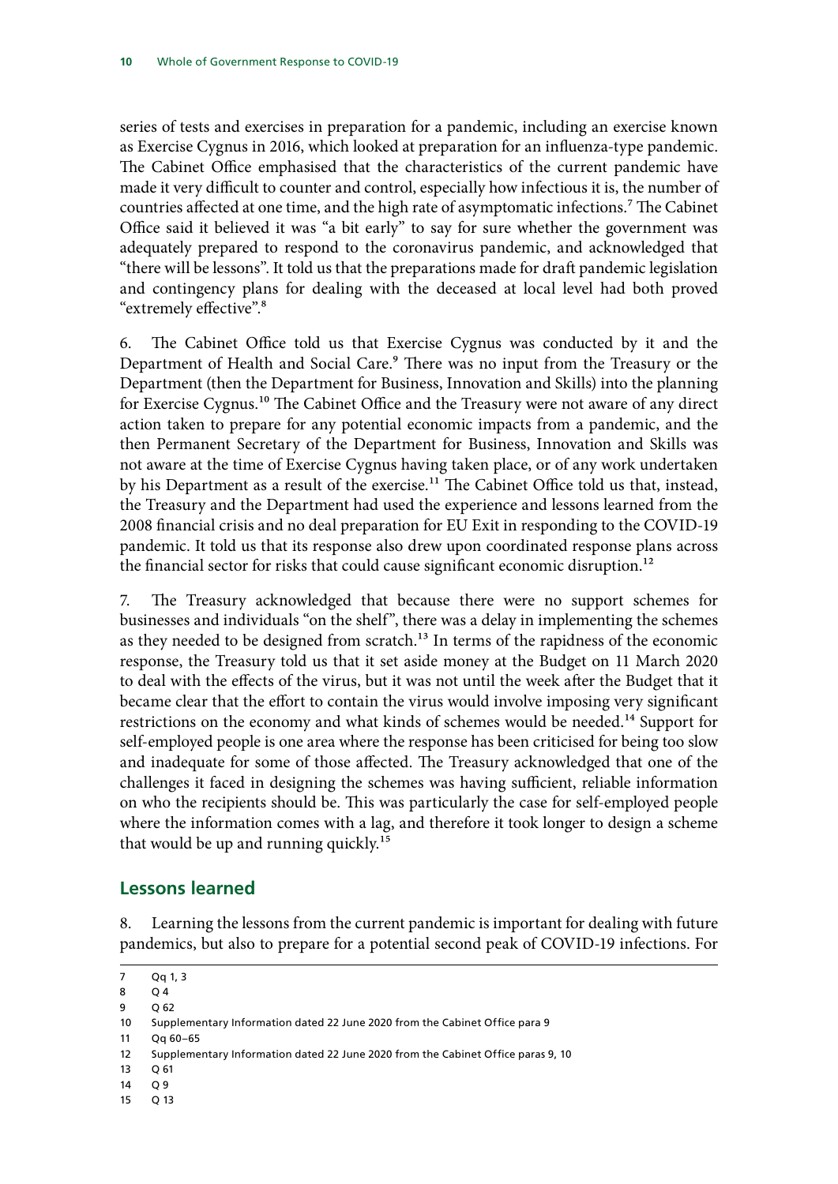series of tests and exercises in preparation for a pandemic, including an exercise known as Exercise Cygnus in 2016, which looked at preparation for an influenza-type pandemic. The Cabinet Office emphasised that the characteristics of the current pandemic have made it very difficult to counter and control, especially how infectious it is, the number of countries affected at one time, and the high rate of asymptomatic infections.[7] The Cabinet Office said it believed it was "a bit early" to say for sure whether the government was adequately prepared to respond to the coronavirus pandemic, and acknowledged that "there will be lessons". It told us that the preparations made for draft pandemic legislation and contingency plans for dealing with the deceased at local level had both proved "extremely effective".[8]

6. The Cabinet Office told us that Exercise Cygnus was conducted by it and the Department of Health and Social Care.[9] There was no input from the Treasury or the Department (then the Department for Business, Innovation and Skills) into the planning for Exercise Cygnus.[10] The Cabinet Office and the Treasury were not aware of any direct action taken to prepare for any potential economic impacts from a pandemic, and the then Permanent Secretary of the Department for Business, Innovation and Skills was not aware at the time of Exercise Cygnus having taken place, or of any work undertaken by his Department as a result of the exercise.[11] The Cabinet Office told us that, instead, the Treasury and the Department had used the experience and lessons learned from the 2008 financial crisis and no deal preparation for EU Exit in responding to the COVID-19 pandemic. It told us that its response also drew upon coordinated response plans across the financial sector for risks that could cause significant economic disruption.[12]

7. The Treasury acknowledged that because there were no support schemes for businesses and individuals "on the shelf", there was a delay in implementing the schemes as they needed to be designed from scratch.[13] In terms of the rapidness of the economic response, the Treasury told us that it set aside money at the Budget on 11 March 2020 to deal with the effects of the virus, but it was not until the week after the Budget that it became clear that the effort to contain the virus would involve imposing very significant restrictions on the economy and what kinds of schemes would be needed.[14] Support for self-employed people is one area where the response has been criticised for being too slow and inadequate for some of those affected. The Treasury acknowledged that one of the challenges it faced in designing the schemes was having sufficient, reliable information on who the recipients should be. This was particularly the case for self-employed people where the information comes with a lag, and therefore it took longer to design a scheme that would be up and running quickly.[15]

## Lessons learned

8. Learning the lessons from the current pandemic is important for dealing with future pandemics, but also to prepare for a potential second peak of COVID-19 infections. For

7 Qq 1, 3
8 Q 4
9 Q 62
10 Supplementary Information dated 22 June 2020 from the Cabinet Office para 9
11 Qq 60–65
12 Supplementary Information dated 22 June 2020 from the Cabinet Office paras 9, 10
13 Q 61
14 Q 9
15 Q 13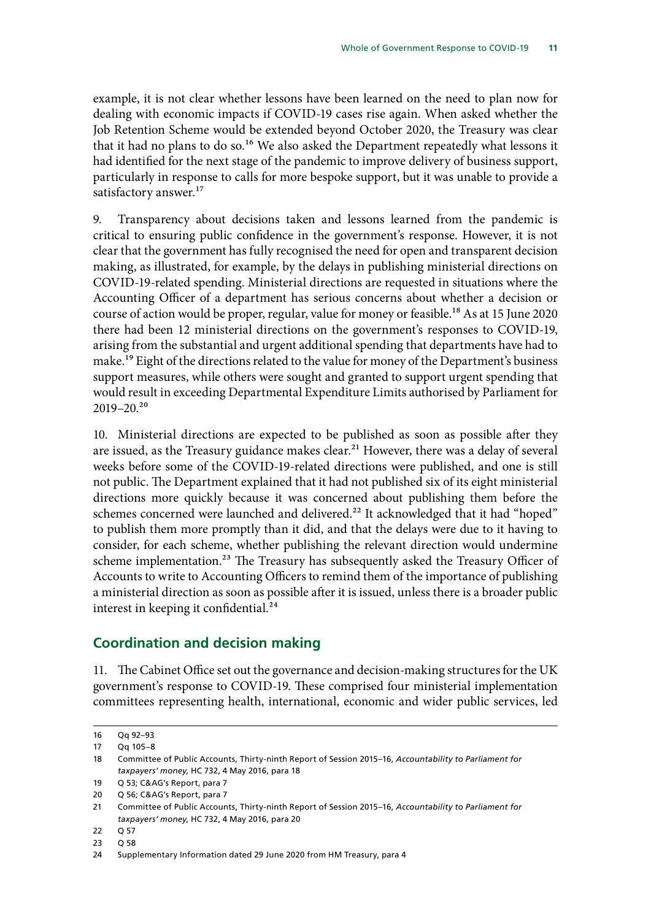example, it is not clear whether lessons have been learned on the need to plan now for dealing with economic impacts if COVID-19 cases rise again. When asked whether the Job Retention Scheme would be extended beyond October 2020, the Treasury was clear that it had no plans to do so.[16] We also asked the Department repeatedly what lessons it had identified for the next stage of the pandemic to improve delivery of business support, particularly in response to calls for more bespoke support, but it was unable to provide a satisfactory answer.[17]

9. Transparency about decisions taken and lessons learned from the pandemic is critical to ensuring public confidence in the government's response. However, it is not clear that the government has fully recognised the need for open and transparent decision making, as illustrated, for example, by the delays in publishing ministerial directions on COVID-19-related spending. Ministerial directions are requested in situations where the Accounting Officer of a department has serious concerns about whether a decision or course of action would be proper, regular, value for money or feasible.[18] As at 15 June 2020 there had been 12 ministerial directions on the government's responses to COVID-19, arising from the substantial and urgent additional spending that departments have had to make.[19] Eight of the directions related to the value for money of the Department's business support measures, while others were sought and granted to support urgent spending that would result in exceeding Departmental Expenditure Limits authorised by Parliament for 2019–20.[20]

10. Ministerial directions are expected to be published as soon as possible after they are issued, as the Treasury guidance makes clear.[21] However, there was a delay of several weeks before some of the COVID-19-related directions were published, and one is still not public. The Department explained that it had not published six of its eight ministerial directions more quickly because it was concerned about publishing them before the schemes concerned were launched and delivered.[22] It acknowledged that it had "hoped" to publish them more promptly than it did, and that the delays were due to it having to consider, for each scheme, whether publishing the relevant direction would undermine scheme implementation.[23] The Treasury has subsequently asked the Treasury Officer of Accounts to write to Accounting Officers to remind them of the importance of publishing a ministerial direction as soon as possible after it is issued, unless there is a broader public interest in keeping it confidential.[24]

## Coordination and decision making

11. The Cabinet Office set out the governance and decision-making structures for the UK government's response to COVID-19. These comprised four ministerial implementation committees representing health, international, economic and wider public services, led

16 Qq 92–93

17 Qq 105–8

18 Committee of Public Accounts, Thirty-ninth Report of Session 2015–16, *Accountability to Parliament for taxpayers' money*, HC 732, 4 May 2016, para 18

19 Q 53; C&AG's Report, para 7

20 Q 56; C&AG's Report, para 7

21 Committee of Public Accounts, Thirty-ninth Report of Session 2015–16, *Accountability to Parliament for taxpayers' money*, HC 732, 4 May 2016, para 20

22 Q 57

23 Q 58

24 Supplementary Information dated 29 June 2020 from HM Treasury, para 4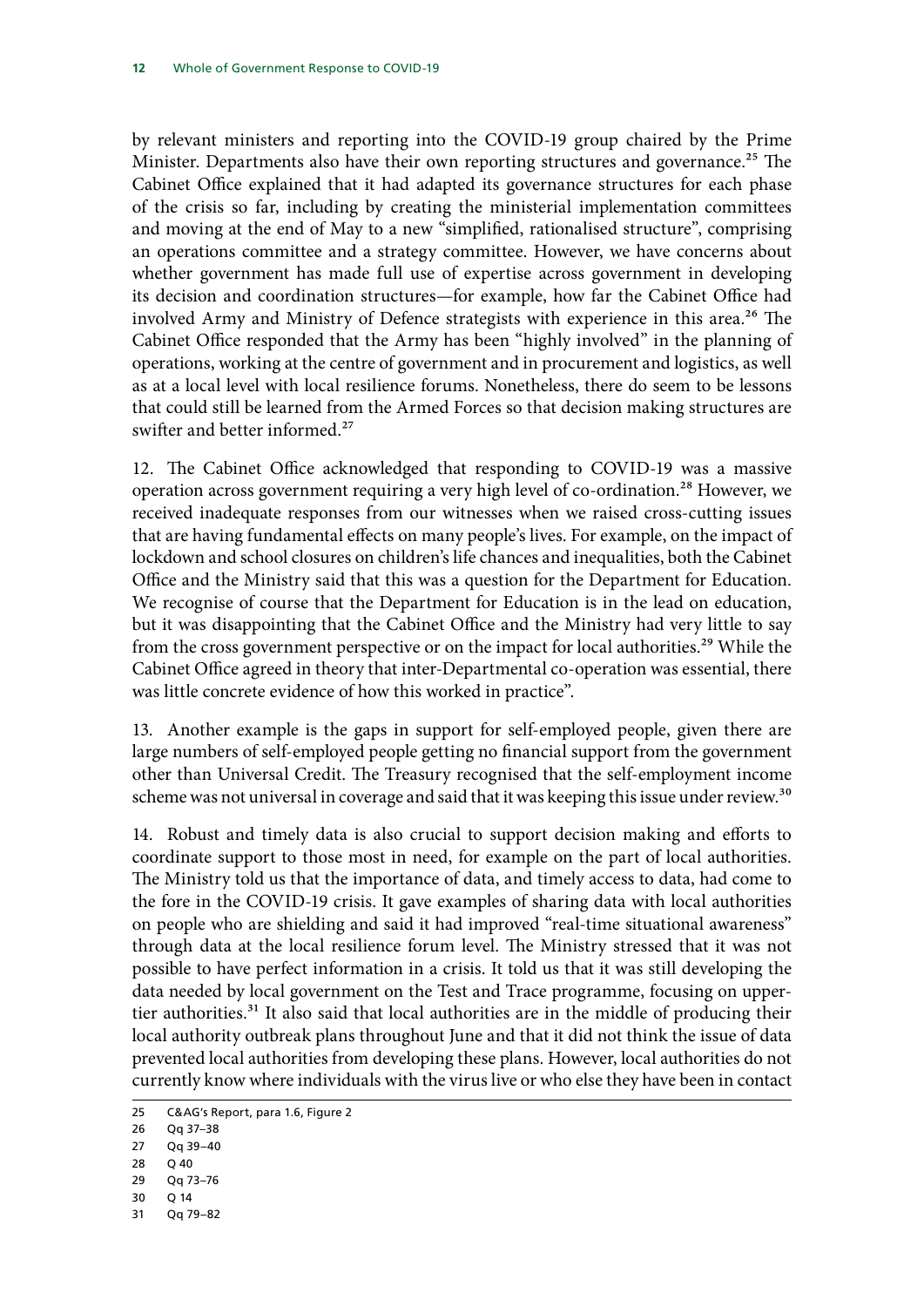by relevant ministers and reporting into the COVID-19 group chaired by the Prime Minister. Departments also have their own reporting structures and governance.[25] The Cabinet Office explained that it had adapted its governance structures for each phase of the crisis so far, including by creating the ministerial implementation committees and moving at the end of May to a new "simplified, rationalised structure", comprising an operations committee and a strategy committee. However, we have concerns about whether government has made full use of expertise across government in developing its decision and coordination structures—for example, how far the Cabinet Office had involved Army and Ministry of Defence strategists with experience in this area.[26] The Cabinet Office responded that the Army has been "highly involved" in the planning of operations, working at the centre of government and in procurement and logistics, as well as at a local level with local resilience forums. Nonetheless, there do seem to be lessons that could still be learned from the Armed Forces so that decision making structures are swifter and better informed.[27]

12. The Cabinet Office acknowledged that responding to COVID-19 was a massive operation across government requiring a very high level of co-ordination.[28] However, we received inadequate responses from our witnesses when we raised cross-cutting issues that are having fundamental effects on many people's lives. For example, on the impact of lockdown and school closures on children's life chances and inequalities, both the Cabinet Office and the Ministry said that this was a question for the Department for Education. We recognise of course that the Department for Education is in the lead on education, but it was disappointing that the Cabinet Office and the Ministry had very little to say from the cross government perspective or on the impact for local authorities.[29] While the Cabinet Office agreed in theory that inter-Departmental co-operation was essential, there was little concrete evidence of how this worked in practice".

13. Another example is the gaps in support for self-employed people, given there are large numbers of self-employed people getting no financial support from the government other than Universal Credit. The Treasury recognised that the self-employment income scheme was not universal in coverage and said that it was keeping this issue under review.[30]

14. Robust and timely data is also crucial to support decision making and efforts to coordinate support to those most in need, for example on the part of local authorities. The Ministry told us that the importance of data, and timely access to data, had come to the fore in the COVID-19 crisis. It gave examples of sharing data with local authorities on people who are shielding and said it had improved "real-time situational awareness" through data at the local resilience forum level. The Ministry stressed that it was not possible to have perfect information in a crisis. It told us that it was still developing the data needed by local government on the Test and Trace programme, focusing on upper-tier authorities.[31] It also said that local authorities are in the middle of producing their local authority outbreak plans throughout June and that it did not think the issue of data prevented local authorities from developing these plans. However, local authorities do not currently know where individuals with the virus live or who else they have been in contact

25 C&AG's Report, para 1.6, Figure 2
26 Qq 37–38
27 Qq 39–40
28 Q 40
29 Qq 73–76
30 Q 14
31 Qq 79–82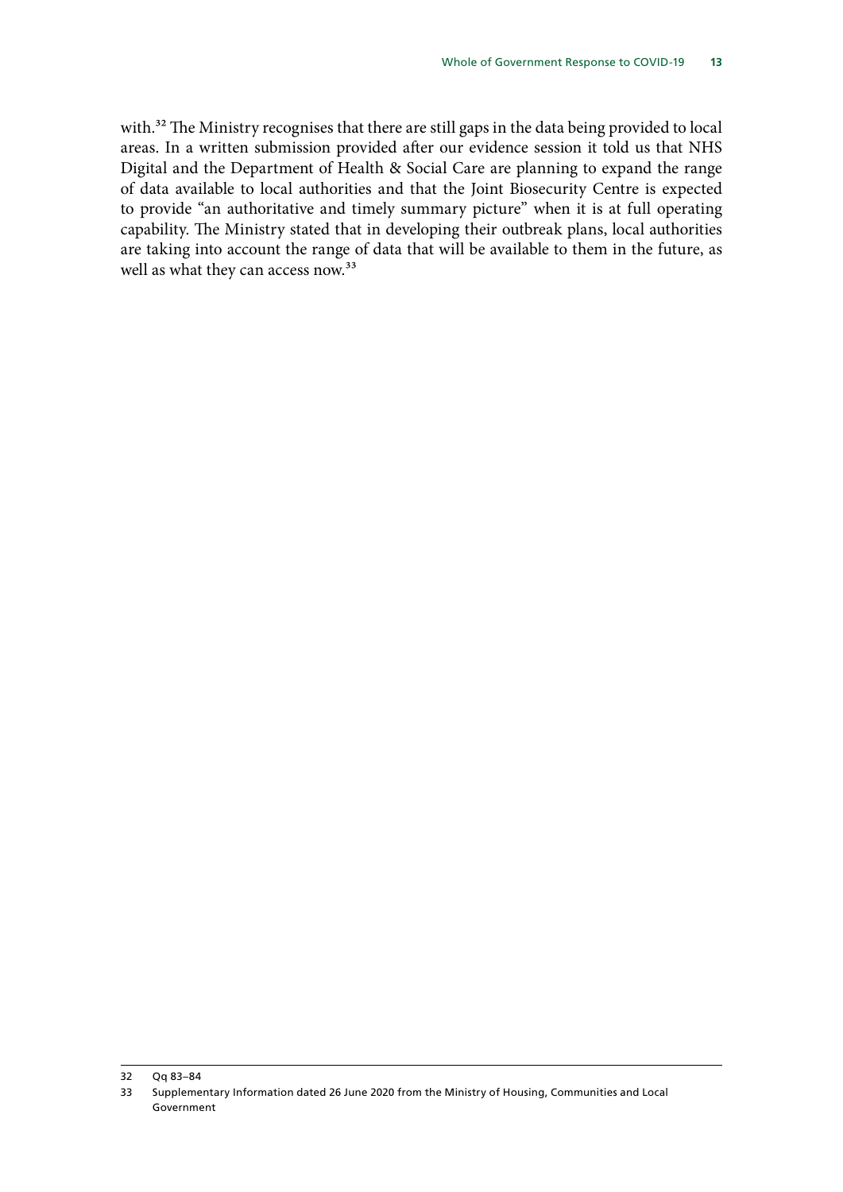with.[32] The Ministry recognises that there are still gaps in the data being provided to local areas. In a written submission provided after our evidence session it told us that NHS Digital and the Department of Health & Social Care are planning to expand the range of data available to local authorities and that the Joint Biosecurity Centre is expected to provide "an authoritative and timely summary picture" when it is at full operating capability. The Ministry stated that in developing their outbreak plans, local authorities are taking into account the range of data that will be available to them in the future, as well as what they can access now.[33]

---

32 Qq 83–84

33 Supplementary Information dated 26 June 2020 from the Ministry of Housing, Communities and Local Government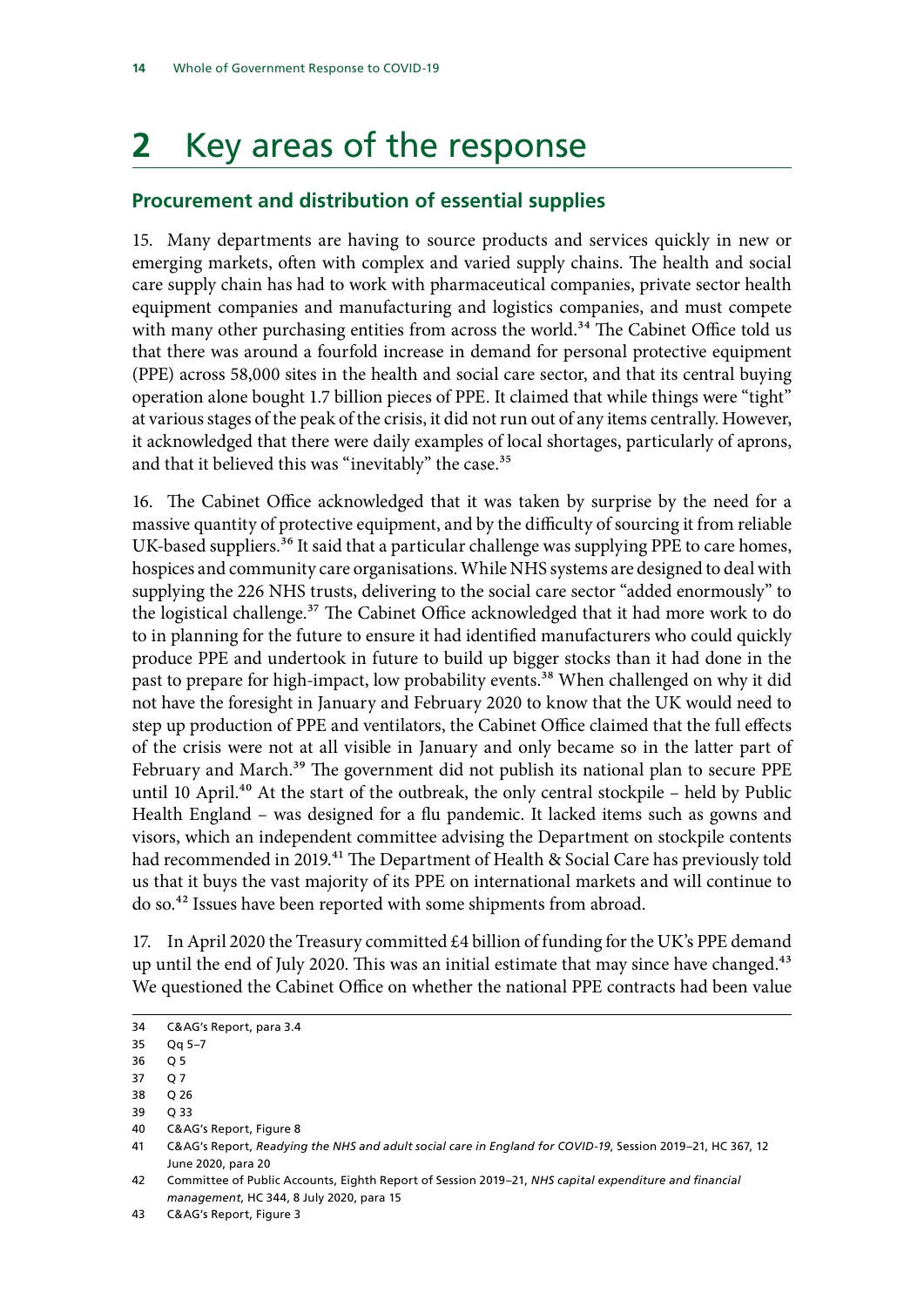# 2 Key areas of the response

## Procurement and distribution of essential supplies

15. Many departments are having to source products and services quickly in new or emerging markets, often with complex and varied supply chains. The health and social care supply chain has had to work with pharmaceutical companies, private sector health equipment companies and manufacturing and logistics companies, and must compete with many other purchasing entities from across the world.[34] The Cabinet Office told us that there was around a fourfold increase in demand for personal protective equipment (PPE) across 58,000 sites in the health and social care sector, and that its central buying operation alone bought 1.7 billion pieces of PPE. It claimed that while things were "tight" at various stages of the peak of the crisis, it did not run out of any items centrally. However, it acknowledged that there were daily examples of local shortages, particularly of aprons, and that it believed this was "inevitably" the case.[35]

16. The Cabinet Office acknowledged that it was taken by surprise by the need for a massive quantity of protective equipment, and by the difficulty of sourcing it from reliable UK-based suppliers.[36] It said that a particular challenge was supplying PPE to care homes, hospices and community care organisations. While NHS systems are designed to deal with supplying the 226 NHS trusts, delivering to the social care sector "added enormously" to the logistical challenge.[37] The Cabinet Office acknowledged that it had more work to do to in planning for the future to ensure it had identified manufacturers who could quickly produce PPE and undertook in future to build up bigger stocks than it had done in the past to prepare for high-impact, low probability events.[38] When challenged on why it did not have the foresight in January and February 2020 to know that the UK would need to step up production of PPE and ventilators, the Cabinet Office claimed that the full effects of the crisis were not at all visible in January and only became so in the latter part of February and March.[39] The government did not publish its national plan to secure PPE until 10 April.[40] At the start of the outbreak, the only central stockpile – held by Public Health England – was designed for a flu pandemic. It lacked items such as gowns and visors, which an independent committee advising the Department on stockpile contents had recommended in 2019.[41] The Department of Health & Social Care has previously told us that it buys the vast majority of its PPE on international markets and will continue to do so.[42] Issues have been reported with some shipments from abroad.

17. In April 2020 the Treasury committed £4 billion of funding for the UK's PPE demand up until the end of July 2020. This was an initial estimate that may since have changed.[43] We questioned the Cabinet Office on whether the national PPE contracts had been value

---

34 C&AG's Report, para 3.4

35 Qq 5–7

36 Q 5

37 Q 7

38 Q 26

39 Q 33

40 C&AG's Report, Figure 8

41 C&AG's Report, *Readying the NHS and adult social care in England for COVID-19*, Session 2019–21, HC 367, 12 June 2020, para 20

42 Committee of Public Accounts, Eighth Report of Session 2019–21, *NHS capital expenditure and financial management*, HC 344, 8 July 2020, para 15

43 C&AG's Report, Figure 3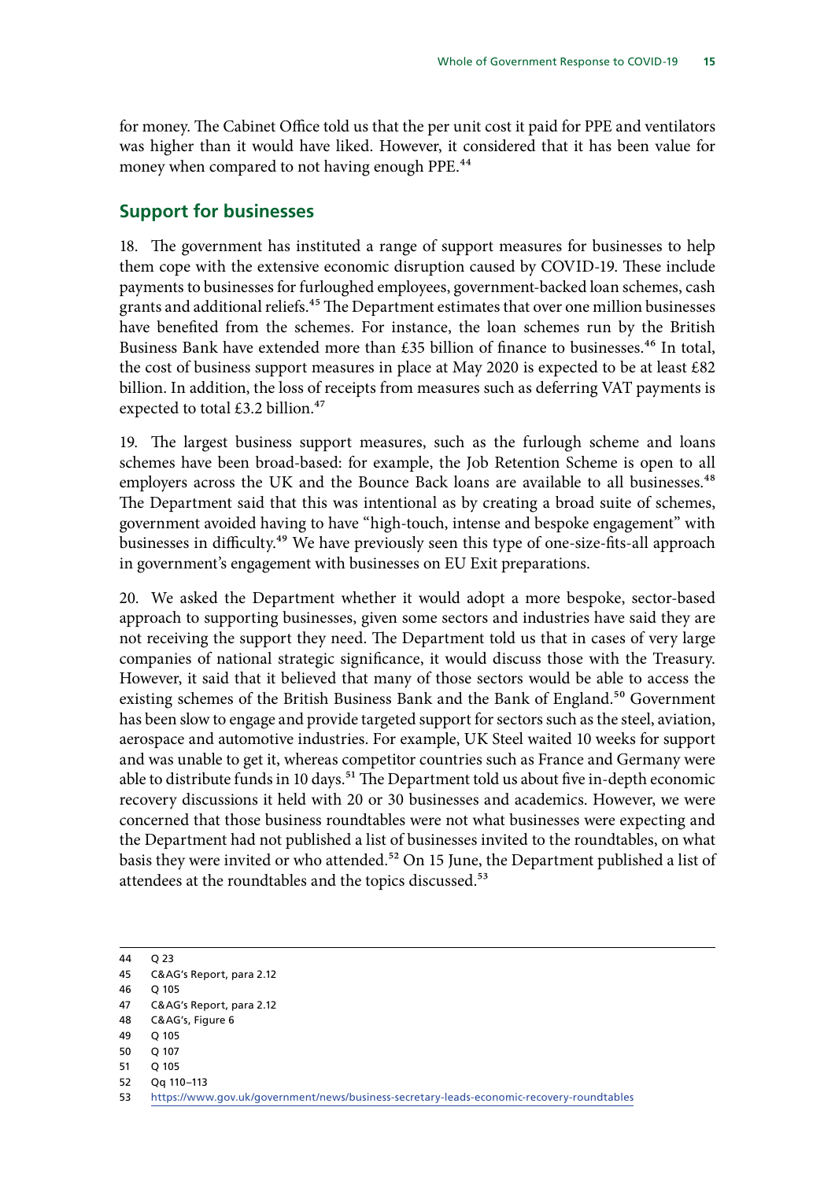for money. The Cabinet Office told us that the per unit cost it paid for PPE and ventilators was higher than it would have liked. However, it considered that it has been value for money when compared to not having enough PPE.[44]

## Support for businesses

18. The government has instituted a range of support measures for businesses to help them cope with the extensive economic disruption caused by COVID-19. These include payments to businesses for furloughed employees, government-backed loan schemes, cash grants and additional reliefs.[45] The Department estimates that over one million businesses have benefited from the schemes. For instance, the loan schemes run by the British Business Bank have extended more than £35 billion of finance to businesses.[46] In total, the cost of business support measures in place at May 2020 is expected to be at least £82 billion. In addition, the loss of receipts from measures such as deferring VAT payments is expected to total £3.2 billion.[47]

19. The largest business support measures, such as the furlough scheme and loans schemes have been broad-based: for example, the Job Retention Scheme is open to all employers across the UK and the Bounce Back loans are available to all businesses.[48] The Department said that this was intentional as by creating a broad suite of schemes, government avoided having to have "high-touch, intense and bespoke engagement" with businesses in difficulty.[49] We have previously seen this type of one-size-fits-all approach in government's engagement with businesses on EU Exit preparations.

20. We asked the Department whether it would adopt a more bespoke, sector-based approach to supporting businesses, given some sectors and industries have said they are not receiving the support they need. The Department told us that in cases of very large companies of national strategic significance, it would discuss those with the Treasury. However, it said that it believed that many of those sectors would be able to access the existing schemes of the British Business Bank and the Bank of England.[50] Government has been slow to engage and provide targeted support for sectors such as the steel, aviation, aerospace and automotive industries. For example, UK Steel waited 10 weeks for support and was unable to get it, whereas competitor countries such as France and Germany were able to distribute funds in 10 days.[51] The Department told us about five in-depth economic recovery discussions it held with 20 or 30 businesses and academics. However, we were concerned that those business roundtables were not what businesses were expecting and the Department had not published a list of businesses invited to the roundtables, on what basis they were invited or who attended.[52] On 15 June, the Department published a list of attendees at the roundtables and the topics discussed.[53]

---

44 Q 23
45 C&AG's Report, para 2.12
46 Q 105
47 C&AG's Report, para 2.12
48 C&AG's, Figure 6
49 Q 105
50 Q 107
51 Q 105
52 Qq 110–113
53 https://www.gov.uk/government/news/business-secretary-leads-economic-recovery-roundtables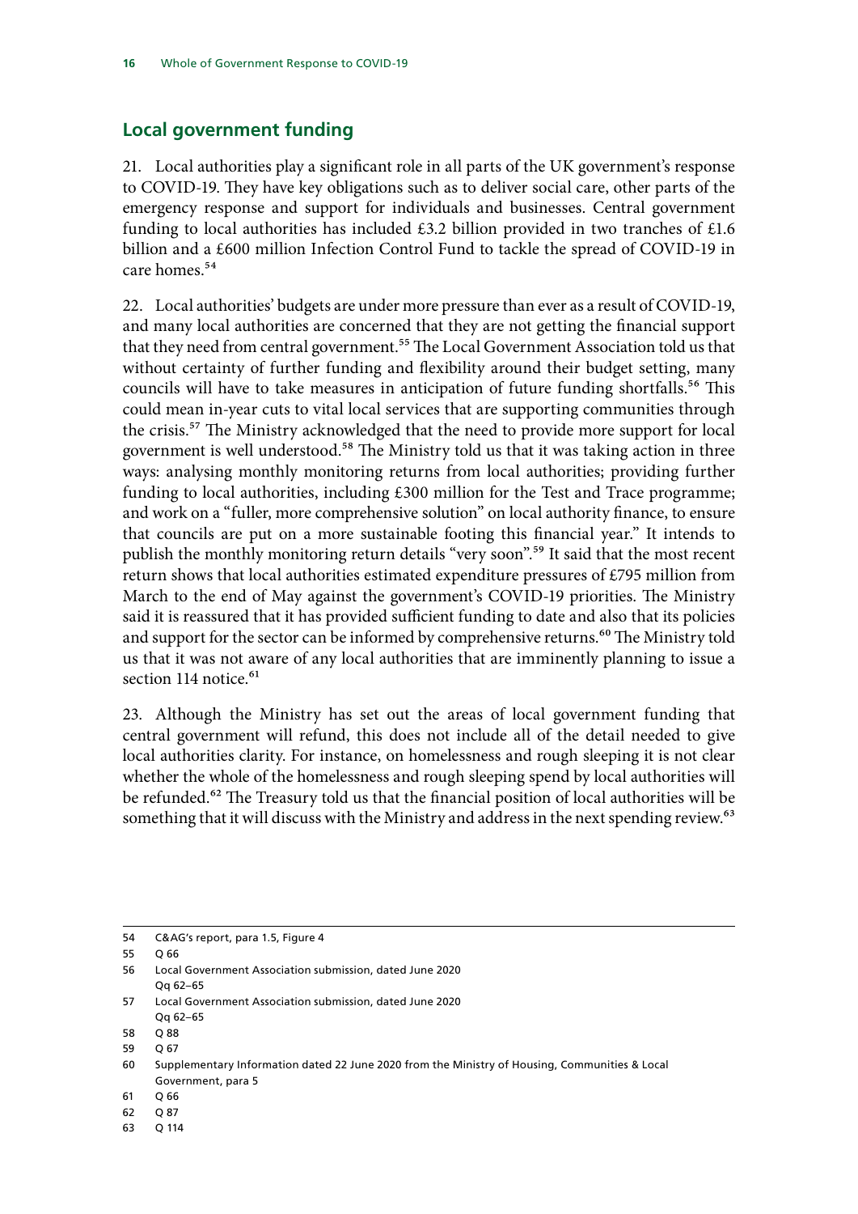## Local government funding

21. Local authorities play a significant role in all parts of the UK government's response to COVID-19. They have key obligations such as to deliver social care, other parts of the emergency response and support for individuals and businesses. Central government funding to local authorities has included £3.2 billion provided in two tranches of £1.6 billion and a £600 million Infection Control Fund to tackle the spread of COVID-19 in care homes.[54]

22. Local authorities' budgets are under more pressure than ever as a result of COVID-19, and many local authorities are concerned that they are not getting the financial support that they need from central government.[55] The Local Government Association told us that without certainty of further funding and flexibility around their budget setting, many councils will have to take measures in anticipation of future funding shortfalls.[56] This could mean in-year cuts to vital local services that are supporting communities through the crisis.[57] The Ministry acknowledged that the need to provide more support for local government is well understood.[58] The Ministry told us that it was taking action in three ways: analysing monthly monitoring returns from local authorities; providing further funding to local authorities, including £300 million for the Test and Trace programme; and work on a "fuller, more comprehensive solution" on local authority finance, to ensure that councils are put on a more sustainable footing this financial year." It intends to publish the monthly monitoring return details "very soon".[59] It said that the most recent return shows that local authorities estimated expenditure pressures of £795 million from March to the end of May against the government's COVID-19 priorities. The Ministry said it is reassured that it has provided sufficient funding to date and also that its policies and support for the sector can be informed by comprehensive returns.[60] The Ministry told us that it was not aware of any local authorities that are imminently planning to issue a section 114 notice.[61]

23. Although the Ministry has set out the areas of local government funding that central government will refund, this does not include all of the detail needed to give local authorities clarity. For instance, on homelessness and rough sleeping it is not clear whether the whole of the homelessness and rough sleeping spend by local authorities will be refunded.[62] The Treasury told us that the financial position of local authorities will be something that it will discuss with the Ministry and address in the next spending review.[63]

---

54 C&AG's report, para 1.5, Figure 4

55 Q 66

56 Local Government Association submission, dated June 2020
Qq 62–65

57 Local Government Association submission, dated June 2020
Qq 62–65

58 Q 88

59 Q 67

60 Supplementary Information dated 22 June 2020 from the Ministry of Housing, Communities & Local Government, para 5

61 Q 66

62 Q 87

63 Q 114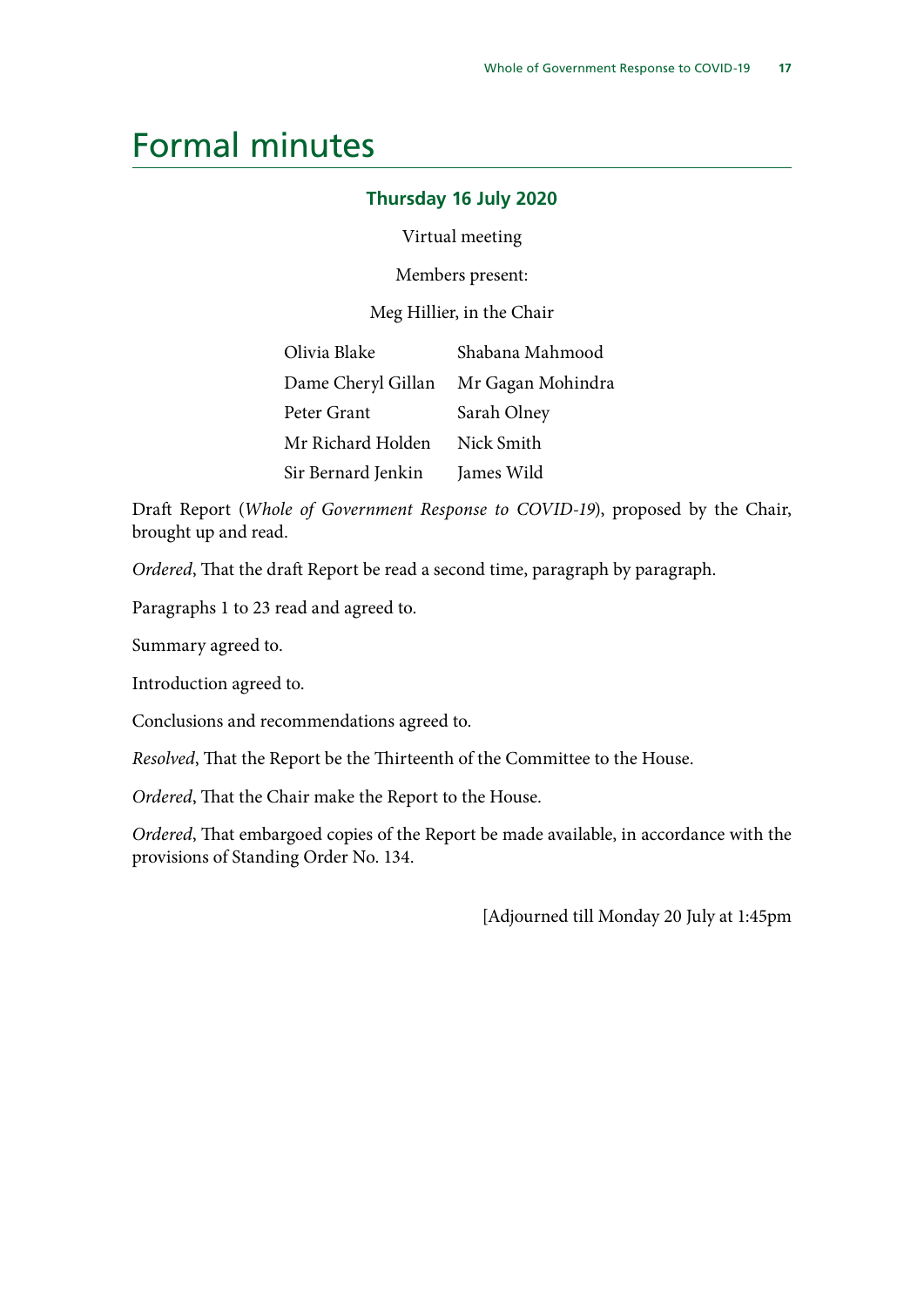# Formal minutes

### Thursday 16 July 2020

Virtual meeting

Members present:

Meg Hillier, in the Chair

| | |
|---|---|
| Olivia Blake | Shabana Mahmood |
| Dame Cheryl Gillan | Mr Gagan Mohindra |
| Peter Grant | Sarah Olney |
| Mr Richard Holden | Nick Smith |
| Sir Bernard Jenkin | James Wild |

Draft Report (*Whole of Government Response to COVID-19*), proposed by the Chair, brought up and read.

*Ordered*, That the draft Report be read a second time, paragraph by paragraph.

Paragraphs 1 to 23 read and agreed to.

Summary agreed to.

Introduction agreed to.

Conclusions and recommendations agreed to.

*Resolved*, That the Report be the Thirteenth of the Committee to the House.

*Ordered*, That the Chair make the Report to the House.

*Ordered*, That embargoed copies of the Report be made available, in accordance with the provisions of Standing Order No. 134.

[Adjourned till Monday 20 July at 1:45pm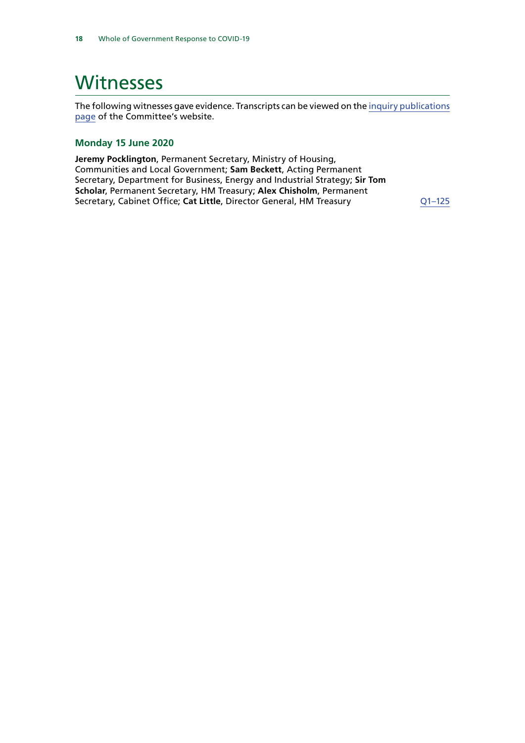# Witnesses

The following witnesses gave evidence. Transcripts can be viewed on the inquiry publications page of the Committee's website.

### Monday 15 June 2020

**Jeremy Pocklington**, Permanent Secretary, Ministry of Housing, Communities and Local Government; **Sam Beckett**, Acting Permanent Secretary, Department for Business, Energy and Industrial Strategy; **Sir Tom Scholar**, Permanent Secretary, HM Treasury; **Alex Chisholm**, Permanent Secretary, Cabinet Office; **Cat Little**, Director General, HM Treasury Q1–125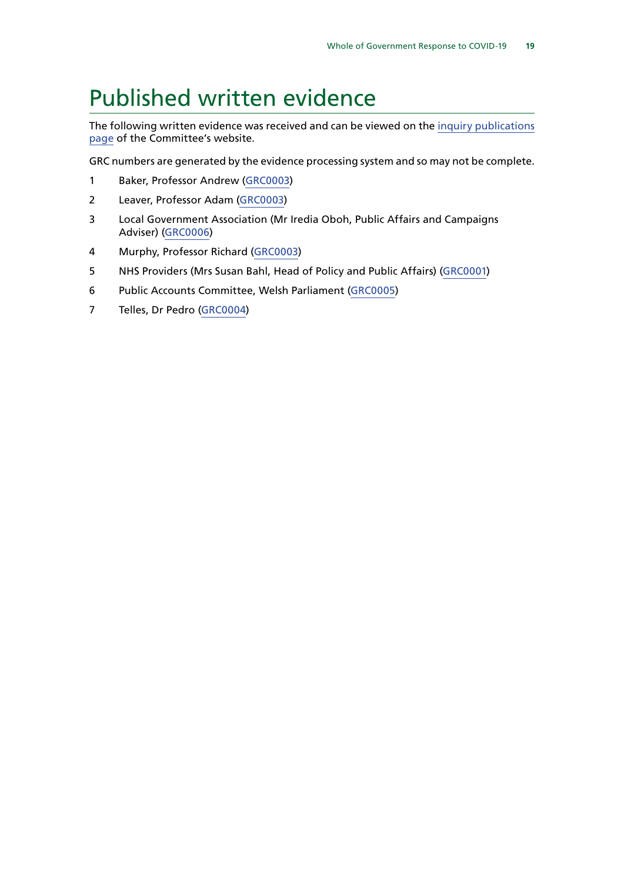# Published written evidence

The following written evidence was received and can be viewed on the inquiry publications page of the Committee's website.

GRC numbers are generated by the evidence processing system and so may not be complete.

1. Baker, Professor Andrew (GRC0003)
2. Leaver, Professor Adam (GRC0003)
3. Local Government Association (Mr Iredia Oboh, Public Affairs and Campaigns Adviser) (GRC0006)
4. Murphy, Professor Richard (GRC0003)
5. NHS Providers (Mrs Susan Bahl, Head of Policy and Public Affairs) (GRC0001)
6. Public Accounts Committee, Welsh Parliament (GRC0005)
7. Telles, Dr Pedro (GRC0004)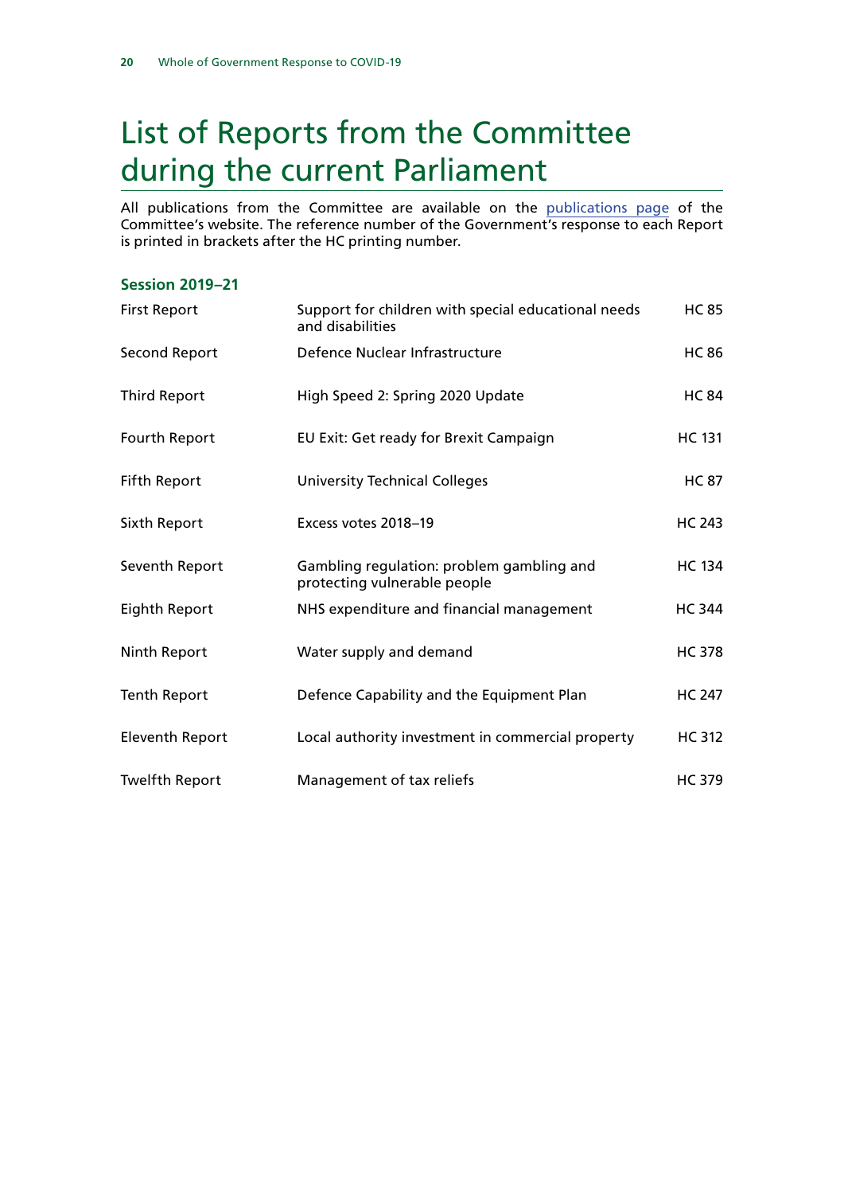# List of Reports from the Committee during the current Parliament

All publications from the Committee are available on the publications page of the Committee's website. The reference number of the Government's response to each Report is printed in brackets after the HC printing number.

### Session 2019–21

| | | |
|---|---|---|
| First Report | Support for children with special educational needs and disabilities | HC 85 |
| Second Report | Defence Nuclear Infrastructure | HC 86 |
| Third Report | High Speed 2: Spring 2020 Update | HC 84 |
| Fourth Report | EU Exit: Get ready for Brexit Campaign | HC 131 |
| Fifth Report | University Technical Colleges | HC 87 |
| Sixth Report | Excess votes 2018–19 | HC 243 |
| Seventh Report | Gambling regulation: problem gambling and protecting vulnerable people | HC 134 |
| Eighth Report | NHS expenditure and financial management | HC 344 |
| Ninth Report | Water supply and demand | HC 378 |
| Tenth Report | Defence Capability and the Equipment Plan | HC 247 |
| Eleventh Report | Local authority investment in commercial property | HC 312 |
| Twelfth Report | Management of tax reliefs | HC 379 |